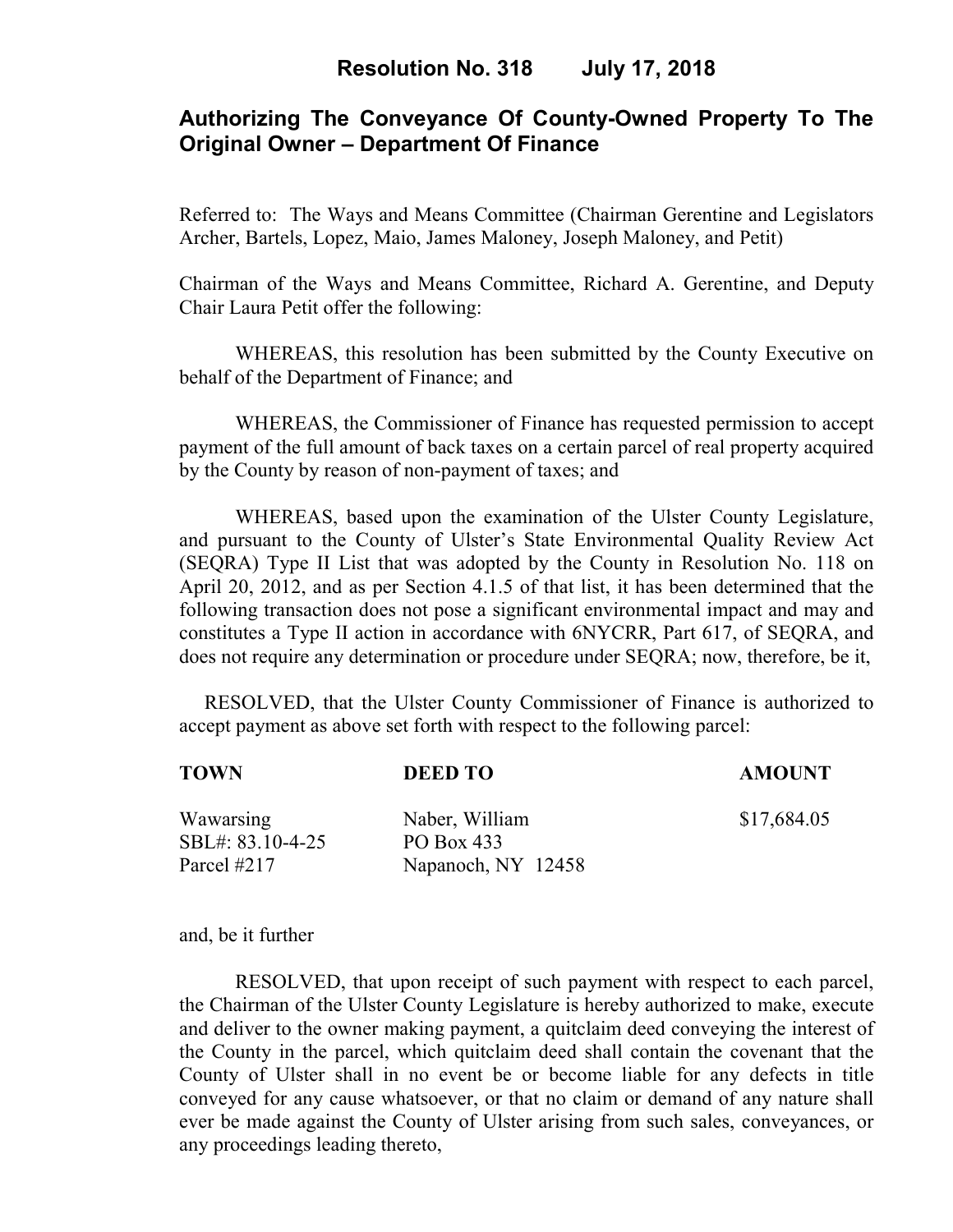# Resolution No. 318 July 17, 2018

## Authorizing The Conveyance Of County-Owned Property To The Original Owner – Department Of Finance

Referred to: The Ways and Means Committee (Chairman Gerentine and Legislators Archer, Bartels, Lopez, Maio, James Maloney, Joseph Maloney, and Petit)

Chairman of the Ways and Means Committee, Richard A. Gerentine, and Deputy Chair Laura Petit offer the following:

WHEREAS, this resolution has been submitted by the County Executive on behalf of the Department of Finance; and

WHEREAS, the Commissioner of Finance has requested permission to accept payment of the full amount of back taxes on a certain parcel of real property acquired by the County by reason of non-payment of taxes; and

WHEREAS, based upon the examination of the Ulster County Legislature, and pursuant to the County of Ulster's State Environmental Quality Review Act (SEQRA) Type II List that was adopted by the County in Resolution No. 118 on April 20, 2012, and as per Section 4.1.5 of that list, it has been determined that the following transaction does not pose a significant environmental impact and may and constitutes a Type II action in accordance with 6NYCRR, Part 617, of SEQRA, and does not require any determination or procedure under SEQRA; now, therefore, be it,

RESOLVED, that the Ulster County Commissioner of Finance is authorized to accept payment as above set forth with respect to the following parcel:

| TOWN | DEED TO | AMOUNT |
|---|---|---|
| Wawarsing<br>SBL#: 83.10-4-25<br>Parcel #217 | Naber, William<br>PO Box 433<br>Napanoch, NY 12458 | $17,684.05 |

and, be it further

RESOLVED, that upon receipt of such payment with respect to each parcel, the Chairman of the Ulster County Legislature is hereby authorized to make, execute and deliver to the owner making payment, a quitclaim deed conveying the interest of the County in the parcel, which quitclaim deed shall contain the covenant that the County of Ulster shall in no event be or become liable for any defects in title conveyed for any cause whatsoever, or that no claim or demand of any nature shall ever be made against the County of Ulster arising from such sales, conveyances, or any proceedings leading thereto,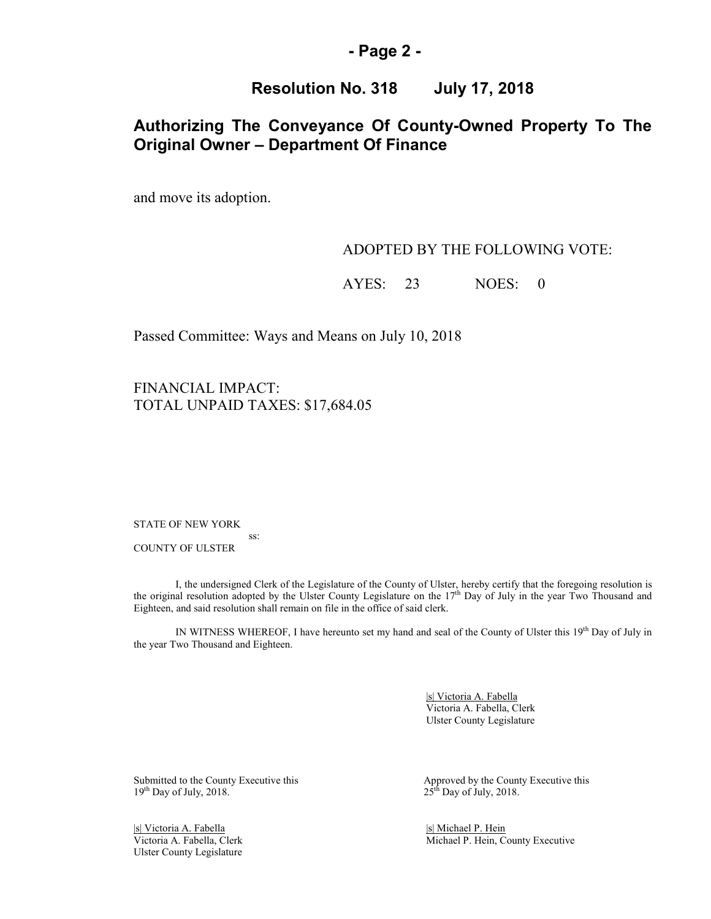## Resolution No. 318 July 17, 2018

## Authorizing The Conveyance Of County-Owned Property To The Original Owner – Department Of Finance

and move its adoption.

ADOPTED BY THE FOLLOWING VOTE:

AYES: 23 NOES: 0

Passed Committee: Ways and Means on July 10, 2018

FINANCIAL IMPACT:
TOTAL UNPAID TAXES: $17,684.05

STATE OF NEW YORK
ss:
COUNTY OF ULSTER

I, the undersigned Clerk of the Legislature of the County of Ulster, hereby certify that the foregoing resolution is the original resolution adopted by the Ulster County Legislature on the 17th Day of July in the year Two Thousand and Eighteen, and said resolution shall remain on file in the office of said clerk.

IN WITNESS WHEREOF, I have hereunto set my hand and seal of the County of Ulster this 19th Day of July in the year Two Thousand and Eighteen.

|s| Victoria A. Fabella
Victoria A. Fabella, Clerk
Ulster County Legislature

Submitted to the County Executive this 19th Day of July, 2018.

|s| Victoria A. Fabella
Victoria A. Fabella, Clerk
Ulster County Legislature

Approved by the County Executive this 25th Day of July, 2018.

|s| Michael P. Hein
Michael P. Hein, County Executive